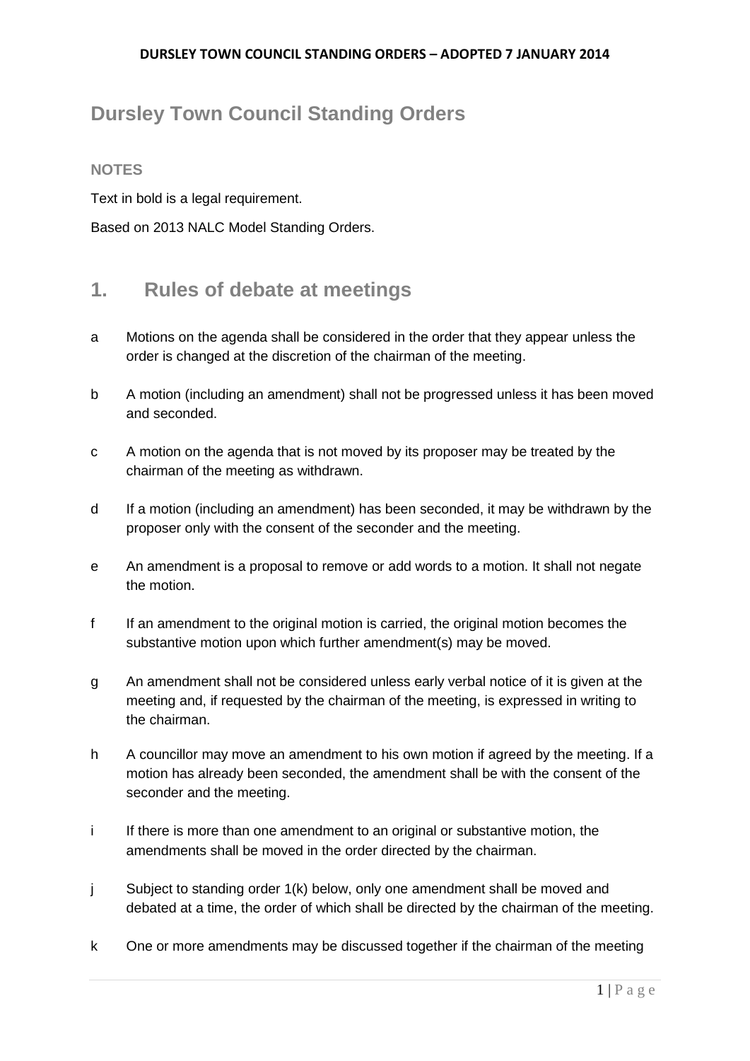# Dursley Town Council Standing Orders

## NOTES

Text in bold is a legal requirement.

Based on 2013 NALC Model Standing Orders.

## 1. Rules of debate at meetings

a Motions on the agenda shall be considered in the order that they appear unless the order is changed at the discretion of the chairman of the meeting.

b A motion (including an amendment) shall not be progressed unless it has been moved and seconded.

c A motion on the agenda that is not moved by its proposer may be treated by the chairman of the meeting as withdrawn.

d If a motion (including an amendment) has been seconded, it may be withdrawn by the proposer only with the consent of the seconder and the meeting.

e An amendment is a proposal to remove or add words to a motion. It shall not negate the motion.

f If an amendment to the original motion is carried, the original motion becomes the substantive motion upon which further amendment(s) may be moved.

g An amendment shall not be considered unless early verbal notice of it is given at the meeting and, if requested by the chairman of the meeting, is expressed in writing to the chairman.

h A councillor may move an amendment to his own motion if agreed by the meeting. If a motion has already been seconded, the amendment shall be with the consent of the seconder and the meeting.

i If there is more than one amendment to an original or substantive motion, the amendments shall be moved in the order directed by the chairman.

j Subject to standing order 1(k) below, only one amendment shall be moved and debated at a time, the order of which shall be directed by the chairman of the meeting.

k One or more amendments may be discussed together if the chairman of the meeting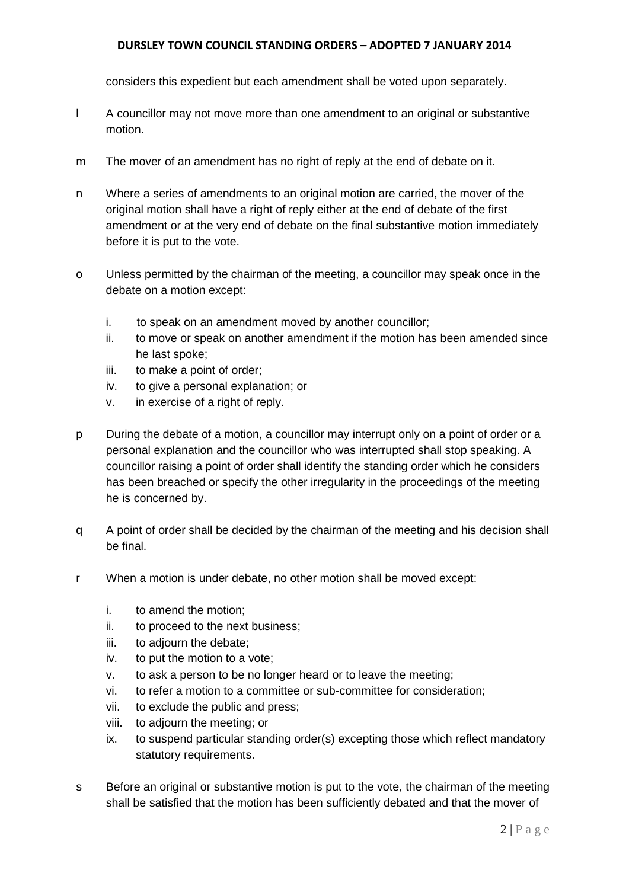considers this expedient but each amendment shall be voted upon separately.

l A councillor may not move more than one amendment to an original or substantive motion.

m The mover of an amendment has no right of reply at the end of debate on it.

n Where a series of amendments to an original motion are carried, the mover of the original motion shall have a right of reply either at the end of debate of the first amendment or at the very end of debate on the final substantive motion immediately before it is put to the vote.

o Unless permitted by the chairman of the meeting, a councillor may speak once in the debate on a motion except:

   i. to speak on an amendment moved by another councillor;
   ii. to move or speak on another amendment if the motion has been amended since he last spoke;
   iii. to make a point of order;
   iv. to give a personal explanation; or
   v. in exercise of a right of reply.

p During the debate of a motion, a councillor may interrupt only on a point of order or a personal explanation and the councillor who was interrupted shall stop speaking. A councillor raising a point of order shall identify the standing order which he considers has been breached or specify the other irregularity in the proceedings of the meeting he is concerned by.

q A point of order shall be decided by the chairman of the meeting and his decision shall be final.

r When a motion is under debate, no other motion shall be moved except:

   i. to amend the motion;
   ii. to proceed to the next business;
   iii. to adjourn the debate;
   iv. to put the motion to a vote;
   v. to ask a person to be no longer heard or to leave the meeting;
   vi. to refer a motion to a committee or sub-committee for consideration;
   vii. to exclude the public and press;
   viii. to adjourn the meeting; or
   ix. to suspend particular standing order(s) excepting those which reflect mandatory statutory requirements.

s Before an original or substantive motion is put to the vote, the chairman of the meeting shall be satisfied that the motion has been sufficiently debated and that the mover of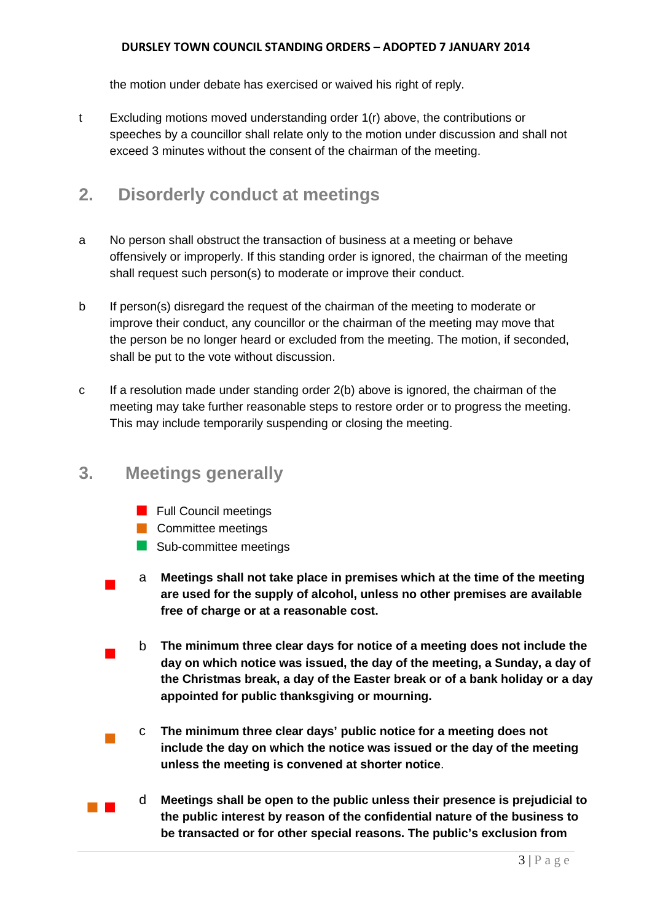the motion under debate has exercised or waived his right of reply.

t Excluding motions moved understanding order 1(r) above, the contributions or speeches by a councillor shall relate only to the motion under discussion and shall not exceed 3 minutes without the consent of the chairman of the meeting.

## 2. Disorderly conduct at meetings

a No person shall obstruct the transaction of business at a meeting or behave offensively or improperly. If this standing order is ignored, the chairman of the meeting shall request such person(s) to moderate or improve their conduct.

b If person(s) disregard the request of the chairman of the meeting to moderate or improve their conduct, any councillor or the chairman of the meeting may move that the person be no longer heard or excluded from the meeting. The motion, if seconded, shall be put to the vote without discussion.

c If a resolution made under standing order 2(b) above is ignored, the chairman of the meeting may take further reasonable steps to restore order or to progress the meeting. This may include temporarily suspending or closing the meeting.

## 3. Meetings generally

- ■ Full Council meetings (red)
- ■ Committee meetings (orange)
- ■ Sub-committee meetings (green)

■ (red) a **Meetings shall not take place in premises which at the time of the meeting are used for the supply of alcohol, unless no other premises are available free of charge or at a reasonable cost.**

■ (red) b **The minimum three clear days for notice of a meeting does not include the day on which notice was issued, the day of the meeting, a Sunday, a day of the Christmas break, a day of the Easter break or of a bank holiday or a day appointed for public thanksgiving or mourning.**

■ (orange) c **The minimum three clear days' public notice for a meeting does not include the day on which the notice was issued or the day of the meeting unless the meeting is convened at shorter notice**.

■ ■ (orange, red) d **Meetings shall be open to the public unless their presence is prejudicial to the public interest by reason of the confidential nature of the business to be transacted or for other special reasons. The public's exclusion from**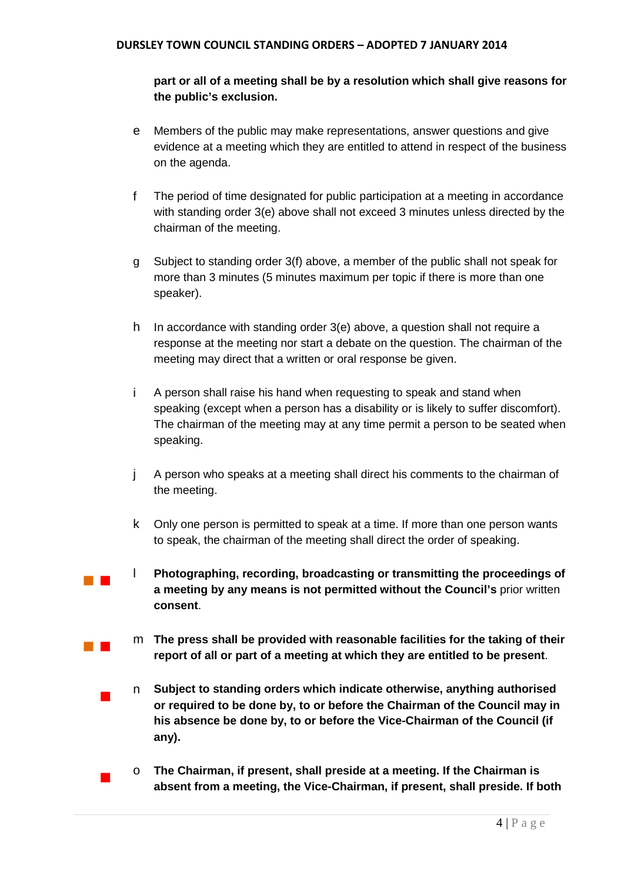**part or all of a meeting shall be by a resolution which shall give reasons for the public's exclusion.**

e Members of the public may make representations, answer questions and give evidence at a meeting which they are entitled to attend in respect of the business on the agenda.

f The period of time designated for public participation at a meeting in accordance with standing order 3(e) above shall not exceed 3 minutes unless directed by the chairman of the meeting.

g Subject to standing order 3(f) above, a member of the public shall not speak for more than 3 minutes (5 minutes maximum per topic if there is more than one speaker).

h In accordance with standing order 3(e) above, a question shall not require a response at the meeting nor start a debate on the question. The chairman of the meeting may direct that a written or oral response be given.

i A person shall raise his hand when requesting to speak and stand when speaking (except when a person has a disability or is likely to suffer discomfort). The chairman of the meeting may at any time permit a person to be seated when speaking.

j A person who speaks at a meeting shall direct his comments to the chairman of the meeting.

k Only one person is permitted to speak at a time. If more than one person wants to speak, the chairman of the meeting shall direct the order of speaking.

l **Photographing, recording, broadcasting or transmitting the proceedings of a meeting by any means is not permitted without the Council's** prior written **consent**.

m **The press shall be provided with reasonable facilities for the taking of their report of all or part of a meeting at which they are entitled to be present**.

n **Subject to standing orders which indicate otherwise, anything authorised or required to be done by, to or before the Chairman of the Council may in his absence be done by, to or before the Vice-Chairman of the Council (if any).**

o **The Chairman, if present, shall preside at a meeting. If the Chairman is absent from a meeting, the Vice-Chairman, if present, shall preside. If both**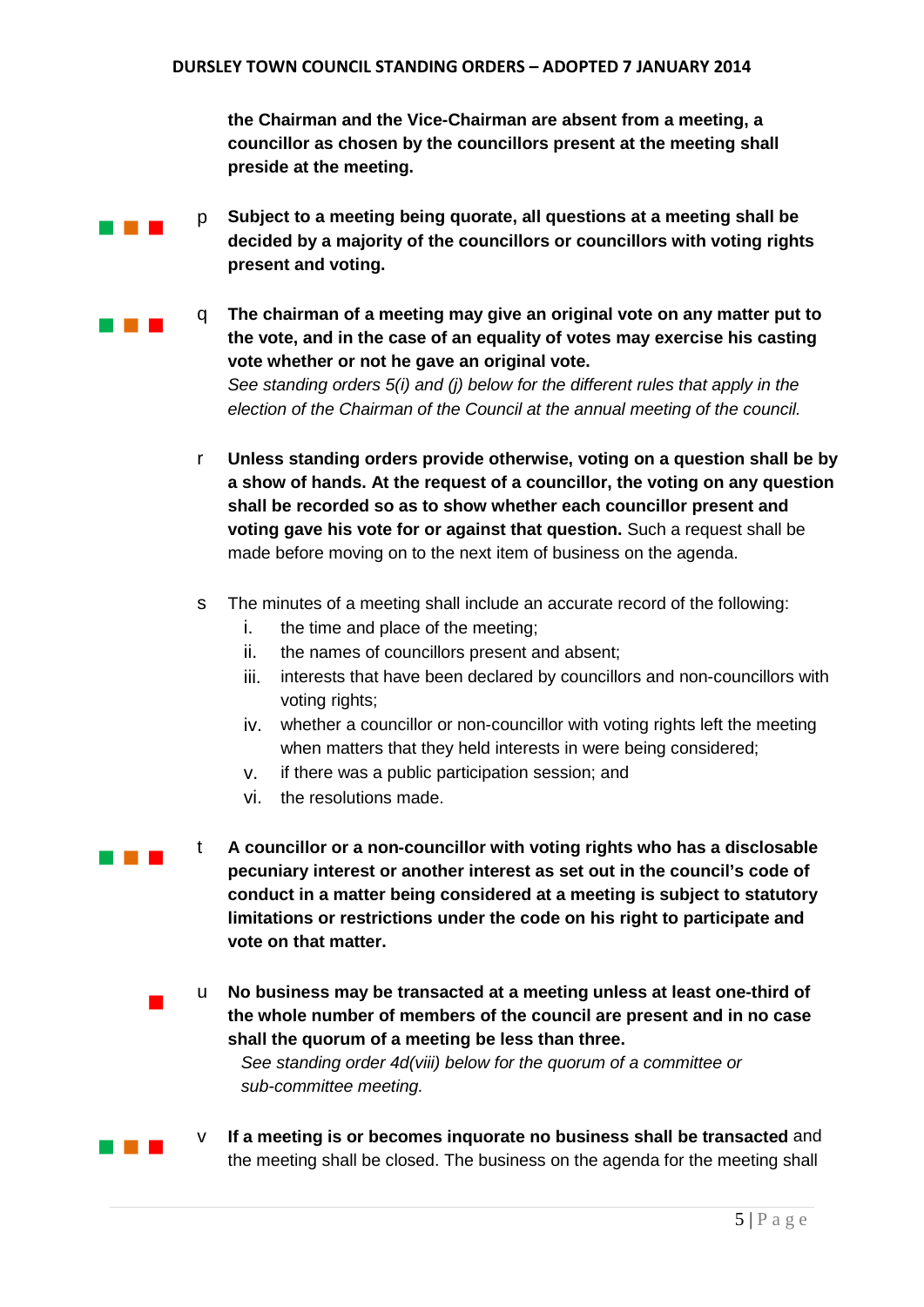**the Chairman and the Vice-Chairman are absent from a meeting, a councillor as chosen by the councillors present at the meeting shall preside at the meeting.**

p **Subject to a meeting being quorate, all questions at a meeting shall be decided by a majority of the councillors or councillors with voting rights present and voting.**

q **The chairman of a meeting may give an original vote on any matter put to the vote, and in the case of an equality of votes may exercise his casting vote whether or not he gave an original vote.**
*See standing orders 5(i) and (j) below for the different rules that apply in the election of the Chairman of the Council at the annual meeting of the council.*

r **Unless standing orders provide otherwise, voting on a question shall be by a show of hands. At the request of a councillor, the voting on any question shall be recorded so as to show whether each councillor present and voting gave his vote for or against that question.** Such a request shall be made before moving on to the next item of business on the agenda.

s The minutes of a meeting shall include an accurate record of the following:

i. the time and place of the meeting;
ii. the names of councillors present and absent;
iii. interests that have been declared by councillors and non-councillors with voting rights;
iv. whether a councillor or non-councillor with voting rights left the meeting when matters that they held interests in were being considered;
v. if there was a public participation session; and
vi. the resolutions made.

t **A councillor or a non-councillor with voting rights who has a disclosable pecuniary interest or another interest as set out in the council's code of conduct in a matter being considered at a meeting is subject to statutory limitations or restrictions under the code on his right to participate and vote on that matter.**

u **No business may be transacted at a meeting unless at least one-third of the whole number of members of the council are present and in no case shall the quorum of a meeting be less than three.**
*See standing order 4d(viii) below for the quorum of a committee or sub-committee meeting.*

v **If a meeting is or becomes inquorate no business shall be transacted** and the meeting shall be closed. The business on the agenda for the meeting shall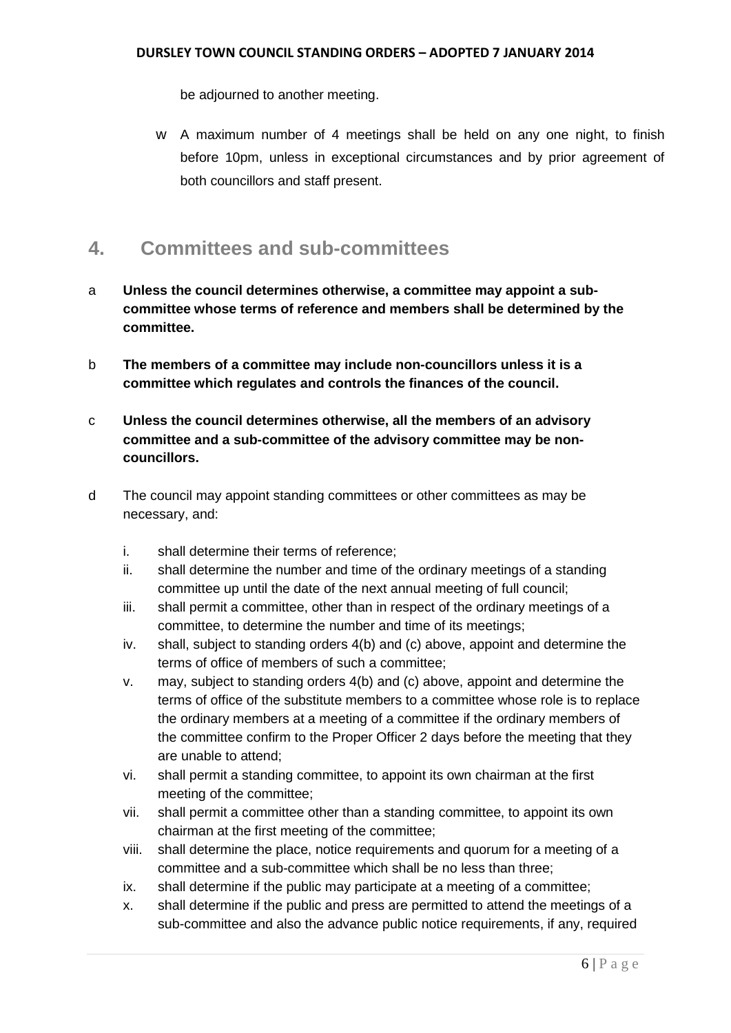be adjourned to another meeting.

w A maximum number of 4 meetings shall be held on any one night, to finish before 10pm, unless in exceptional circumstances and by prior agreement of both councillors and staff present.

## 4. Committees and sub-committees

a **Unless the council determines otherwise, a committee may appoint a sub-committee whose terms of reference and members shall be determined by the committee.**

b **The members of a committee may include non-councillors unless it is a committee which regulates and controls the finances of the council.**

c **Unless the council determines otherwise, all the members of an advisory committee and a sub-committee of the advisory committee may be non-councillors.**

d The council may appoint standing committees or other committees as may be necessary, and:

i. shall determine their terms of reference;
ii. shall determine the number and time of the ordinary meetings of a standing committee up until the date of the next annual meeting of full council;
iii. shall permit a committee, other than in respect of the ordinary meetings of a committee, to determine the number and time of its meetings;
iv. shall, subject to standing orders 4(b) and (c) above, appoint and determine the terms of office of members of such a committee;
v. may, subject to standing orders 4(b) and (c) above, appoint and determine the terms of office of the substitute members to a committee whose role is to replace the ordinary members at a meeting of a committee if the ordinary members of the committee confirm to the Proper Officer 2 days before the meeting that they are unable to attend;
vi. shall permit a standing committee, to appoint its own chairman at the first meeting of the committee;
vii. shall permit a committee other than a standing committee, to appoint its own chairman at the first meeting of the committee;
viii. shall determine the place, notice requirements and quorum for a meeting of a committee and a sub-committee which shall be no less than three;
ix. shall determine if the public may participate at a meeting of a committee;
x. shall determine if the public and press are permitted to attend the meetings of a sub-committee and also the advance public notice requirements, if any, required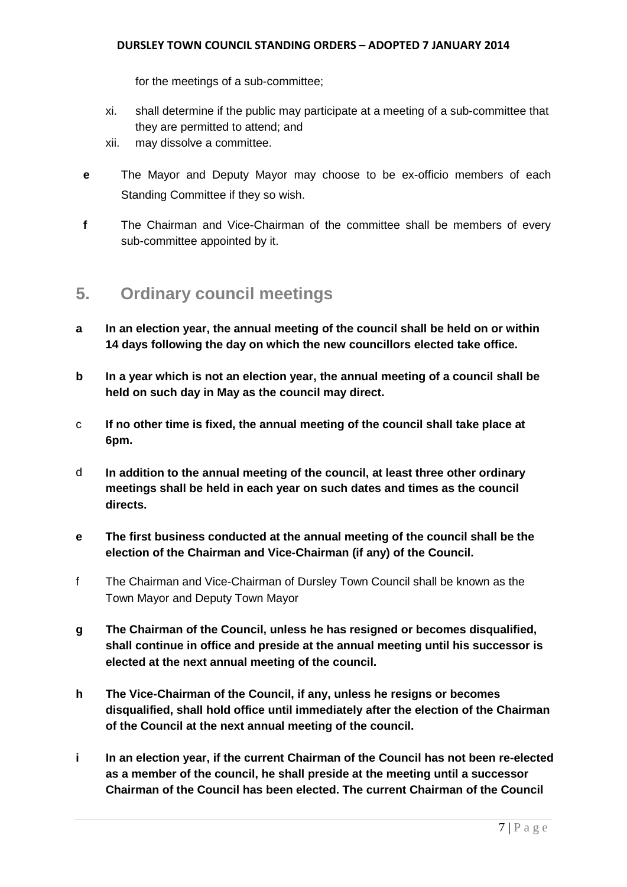for the meetings of a sub-committee;

xi. shall determine if the public may participate at a meeting of a sub-committee that they are permitted to attend; and

xii. may dissolve a committee.

**e** The Mayor and Deputy Mayor may choose to be ex-officio members of each Standing Committee if they so wish.

**f** The Chairman and Vice-Chairman of the committee shall be members of every sub-committee appointed by it.

## 5. Ordinary council meetings

**a In an election year, the annual meeting of the council shall be held on or within 14 days following the day on which the new councillors elected take office.**

**b In a year which is not an election year, the annual meeting of a council shall be held on such day in May as the council may direct.**

c **If no other time is fixed, the annual meeting of the council shall take place at 6pm.**

d **In addition to the annual meeting of the council, at least three other ordinary meetings shall be held in each year on such dates and times as the council directs.**

**e The first business conducted at the annual meeting of the council shall be the election of the Chairman and Vice-Chairman (if any) of the Council.**

f The Chairman and Vice-Chairman of Dursley Town Council shall be known as the Town Mayor and Deputy Town Mayor

**g The Chairman of the Council, unless he has resigned or becomes disqualified, shall continue in office and preside at the annual meeting until his successor is elected at the next annual meeting of the council.**

**h The Vice-Chairman of the Council, if any, unless he resigns or becomes disqualified, shall hold office until immediately after the election of the Chairman of the Council at the next annual meeting of the council.**

**i In an election year, if the current Chairman of the Council has not been re-elected as a member of the council, he shall preside at the meeting until a successor Chairman of the Council has been elected. The current Chairman of the Council**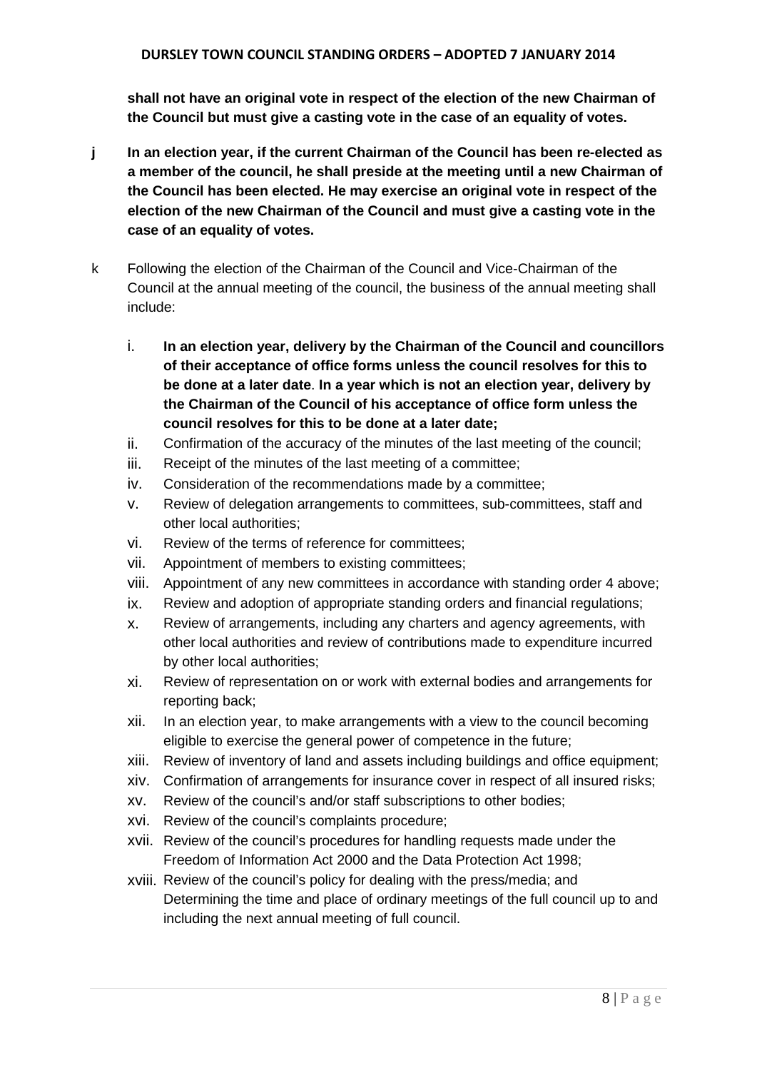**shall not have an original vote in respect of the election of the new Chairman of the Council but must give a casting vote in the case of an equality of votes.**

**j In an election year, if the current Chairman of the Council has been re-elected as a member of the council, he shall preside at the meeting until a new Chairman of the Council has been elected. He may exercise an original vote in respect of the election of the new Chairman of the Council and must give a casting vote in the case of an equality of votes.**

k Following the election of the Chairman of the Council and Vice-Chairman of the Council at the annual meeting of the council, the business of the annual meeting shall include:

i. **In an election year, delivery by the Chairman of the Council and councillors of their acceptance of office forms unless the council resolves for this to be done at a later date**. **In a year which is not an election year, delivery by the Chairman of the Council of his acceptance of office form unless the council resolves for this to be done at a later date;**

ii. Confirmation of the accuracy of the minutes of the last meeting of the council;

iii. Receipt of the minutes of the last meeting of a committee;

iv. Consideration of the recommendations made by a committee;

v. Review of delegation arrangements to committees, sub-committees, staff and other local authorities;

vi. Review of the terms of reference for committees;

vii. Appointment of members to existing committees;

viii. Appointment of any new committees in accordance with standing order 4 above;

ix. Review and adoption of appropriate standing orders and financial regulations;

x. Review of arrangements, including any charters and agency agreements, with other local authorities and review of contributions made to expenditure incurred by other local authorities;

xi. Review of representation on or work with external bodies and arrangements for reporting back;

xii. In an election year, to make arrangements with a view to the council becoming eligible to exercise the general power of competence in the future;

xiii. Review of inventory of land and assets including buildings and office equipment;

xiv. Confirmation of arrangements for insurance cover in respect of all insured risks;

xv. Review of the council's and/or staff subscriptions to other bodies;

xvi. Review of the council's complaints procedure;

xvii. Review of the council's procedures for handling requests made under the Freedom of Information Act 2000 and the Data Protection Act 1998;

xviii. Review of the council's policy for dealing with the press/media; and Determining the time and place of ordinary meetings of the full council up to and including the next annual meeting of full council.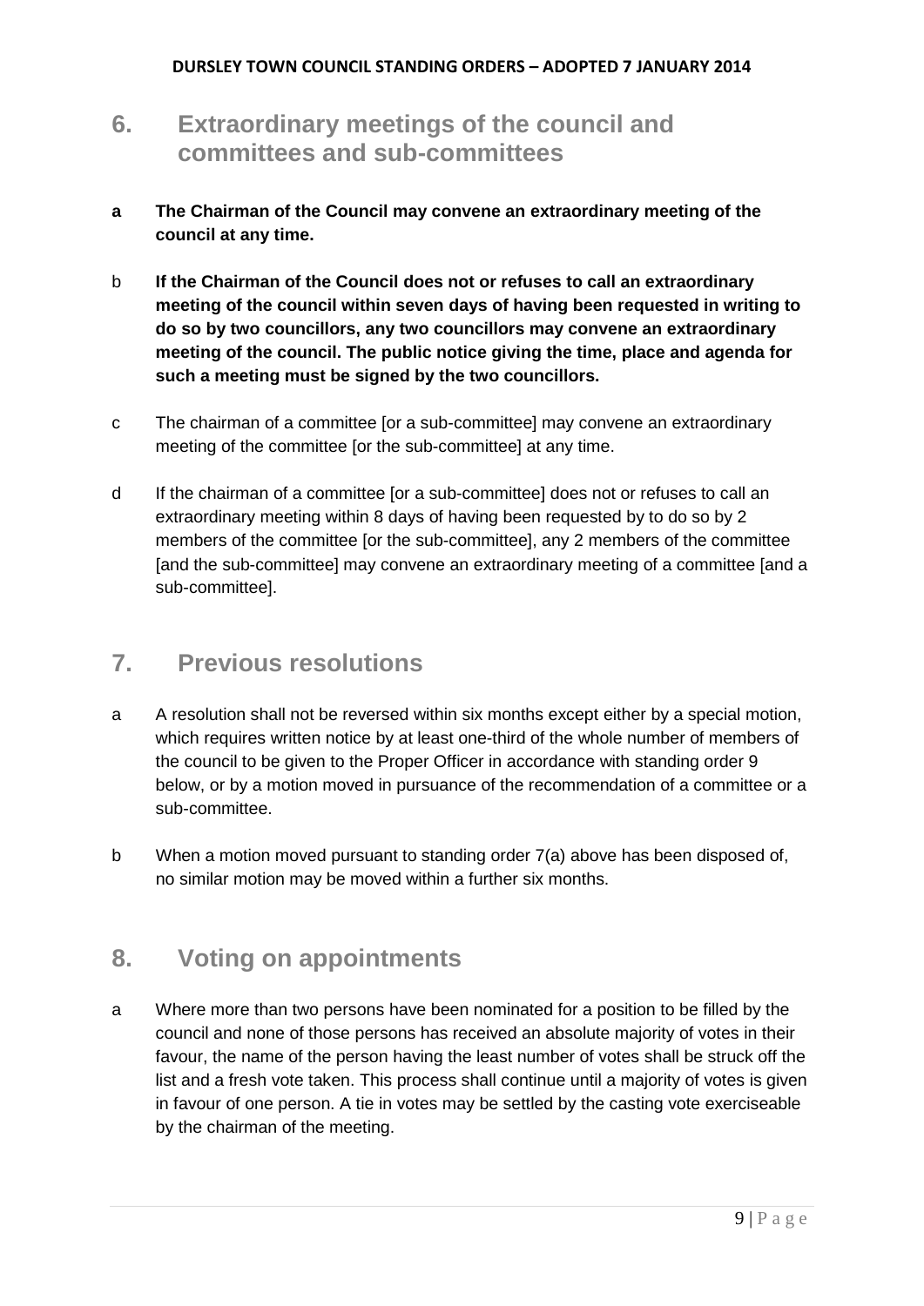## 6. Extraordinary meetings of the council and committees and sub-committees

**a The Chairman of the Council may convene an extraordinary meeting of the council at any time.**

b **If the Chairman of the Council does not or refuses to call an extraordinary meeting of the council within seven days of having been requested in writing to do so by two councillors, any two councillors may convene an extraordinary meeting of the council. The public notice giving the time, place and agenda for such a meeting must be signed by the two councillors.**

c The chairman of a committee [or a sub-committee] may convene an extraordinary meeting of the committee [or the sub-committee] at any time.

d If the chairman of a committee [or a sub-committee] does not or refuses to call an extraordinary meeting within 8 days of having been requested by to do so by 2 members of the committee [or the sub-committee], any 2 members of the committee [and the sub-committee] may convene an extraordinary meeting of a committee [and a sub-committee].

## 7. Previous resolutions

a A resolution shall not be reversed within six months except either by a special motion, which requires written notice by at least one-third of the whole number of members of the council to be given to the Proper Officer in accordance with standing order 9 below, or by a motion moved in pursuance of the recommendation of a committee or a sub-committee.

b When a motion moved pursuant to standing order 7(a) above has been disposed of, no similar motion may be moved within a further six months.

## 8. Voting on appointments

a Where more than two persons have been nominated for a position to be filled by the council and none of those persons has received an absolute majority of votes in their favour, the name of the person having the least number of votes shall be struck off the list and a fresh vote taken. This process shall continue until a majority of votes is given in favour of one person. A tie in votes may be settled by the casting vote exerciseable by the chairman of the meeting.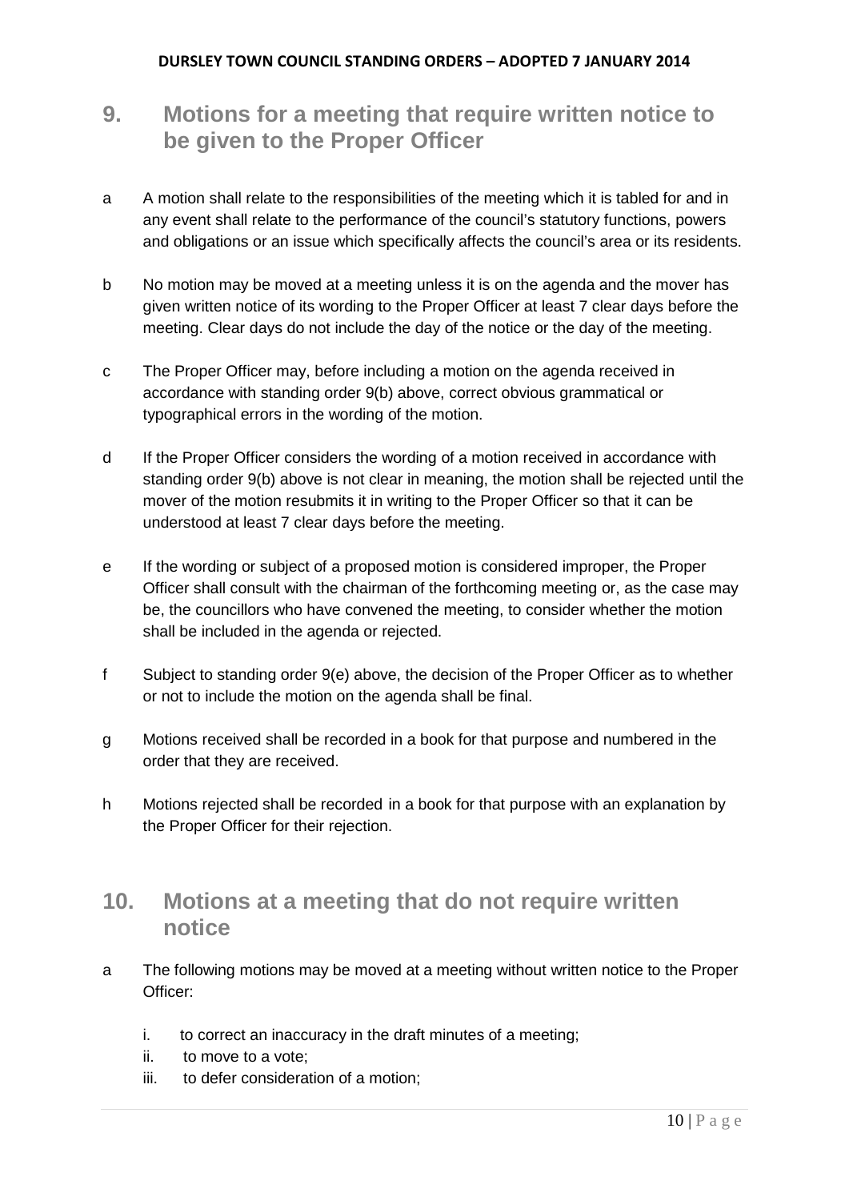## 9. Motions for a meeting that require written notice to be given to the Proper Officer

a A motion shall relate to the responsibilities of the meeting which it is tabled for and in any event shall relate to the performance of the council's statutory functions, powers and obligations or an issue which specifically affects the council's area or its residents.

b No motion may be moved at a meeting unless it is on the agenda and the mover has given written notice of its wording to the Proper Officer at least 7 clear days before the meeting. Clear days do not include the day of the notice or the day of the meeting.

c The Proper Officer may, before including a motion on the agenda received in accordance with standing order 9(b) above, correct obvious grammatical or typographical errors in the wording of the motion.

d If the Proper Officer considers the wording of a motion received in accordance with standing order 9(b) above is not clear in meaning, the motion shall be rejected until the mover of the motion resubmits it in writing to the Proper Officer so that it can be understood at least 7 clear days before the meeting.

e If the wording or subject of a proposed motion is considered improper, the Proper Officer shall consult with the chairman of the forthcoming meeting or, as the case may be, the councillors who have convened the meeting, to consider whether the motion shall be included in the agenda or rejected.

f Subject to standing order 9(e) above, the decision of the Proper Officer as to whether or not to include the motion on the agenda shall be final.

g Motions received shall be recorded in a book for that purpose and numbered in the order that they are received.

h Motions rejected shall be recorded in a book for that purpose with an explanation by the Proper Officer for their rejection.

## 10. Motions at a meeting that do not require written notice

a The following motions may be moved at a meeting without written notice to the Proper Officer:

   i. to correct an inaccuracy in the draft minutes of a meeting;
   ii. to move to a vote;
   iii. to defer consideration of a motion;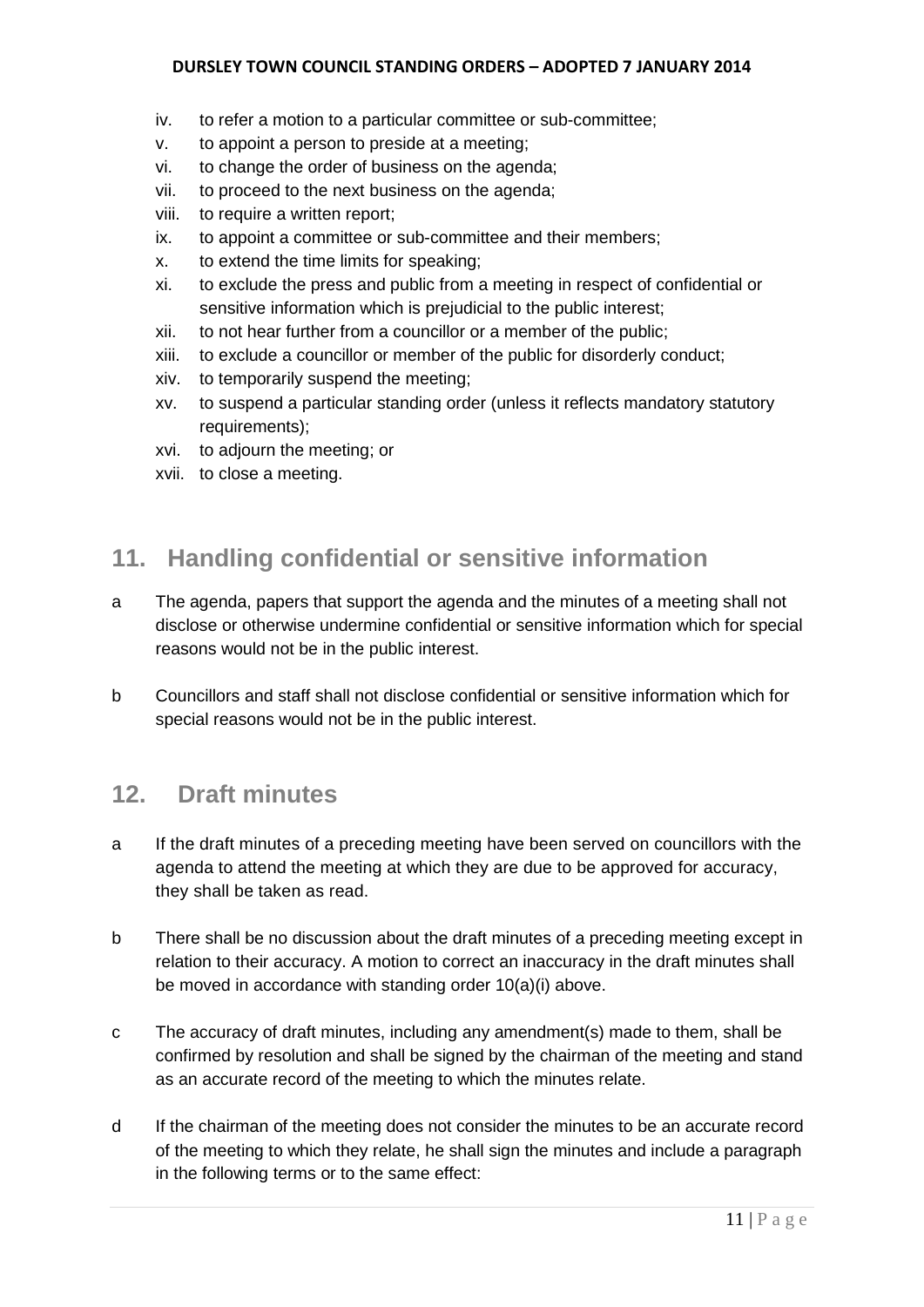iv. to refer a motion to a particular committee or sub-committee;
v. to appoint a person to preside at a meeting;
vi. to change the order of business on the agenda;
vii. to proceed to the next business on the agenda;
viii. to require a written report;
ix. to appoint a committee or sub-committee and their members;
x. to extend the time limits for speaking;
xi. to exclude the press and public from a meeting in respect of confidential or sensitive information which is prejudicial to the public interest;
xii. to not hear further from a councillor or a member of the public;
xiii. to exclude a councillor or member of the public for disorderly conduct;
xiv. to temporarily suspend the meeting;
xv. to suspend a particular standing order (unless it reflects mandatory statutory requirements);
xvi. to adjourn the meeting; or
xvii. to close a meeting.

## 11. Handling confidential or sensitive information

a The agenda, papers that support the agenda and the minutes of a meeting shall not disclose or otherwise undermine confidential or sensitive information which for special reasons would not be in the public interest.

b Councillors and staff shall not disclose confidential or sensitive information which for special reasons would not be in the public interest.

## 12. Draft minutes

a If the draft minutes of a preceding meeting have been served on councillors with the agenda to attend the meeting at which they are due to be approved for accuracy, they shall be taken as read.

b There shall be no discussion about the draft minutes of a preceding meeting except in relation to their accuracy. A motion to correct an inaccuracy in the draft minutes shall be moved in accordance with standing order 10(a)(i) above.

c The accuracy of draft minutes, including any amendment(s) made to them, shall be confirmed by resolution and shall be signed by the chairman of the meeting and stand as an accurate record of the meeting to which the minutes relate.

d If the chairman of the meeting does not consider the minutes to be an accurate record of the meeting to which they relate, he shall sign the minutes and include a paragraph in the following terms or to the same effect: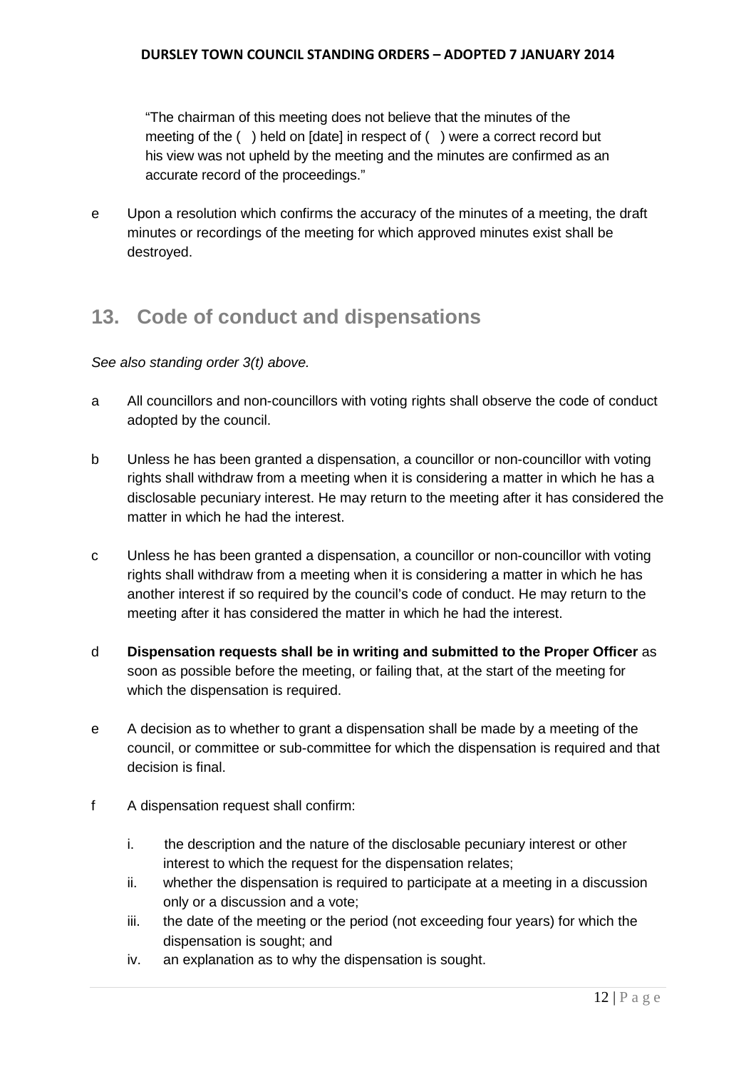"The chairman of this meeting does not believe that the minutes of the meeting of the ( ) held on [date] in respect of ( ) were a correct record but his view was not upheld by the meeting and the minutes are confirmed as an accurate record of the proceedings."

e Upon a resolution which confirms the accuracy of the minutes of a meeting, the draft minutes or recordings of the meeting for which approved minutes exist shall be destroyed.

## 13. Code of conduct and dispensations

*See also standing order 3(t) above.*

a All councillors and non-councillors with voting rights shall observe the code of conduct adopted by the council.

b Unless he has been granted a dispensation, a councillor or non-councillor with voting rights shall withdraw from a meeting when it is considering a matter in which he has a disclosable pecuniary interest. He may return to the meeting after it has considered the matter in which he had the interest.

c Unless he has been granted a dispensation, a councillor or non-councillor with voting rights shall withdraw from a meeting when it is considering a matter in which he has another interest if so required by the council's code of conduct. He may return to the meeting after it has considered the matter in which he had the interest.

d **Dispensation requests shall be in writing and submitted to the Proper Officer** as soon as possible before the meeting, or failing that, at the start of the meeting for which the dispensation is required.

e A decision as to whether to grant a dispensation shall be made by a meeting of the council, or committee or sub-committee for which the dispensation is required and that decision is final.

f A dispensation request shall confirm:

i. the description and the nature of the disclosable pecuniary interest or other interest to which the request for the dispensation relates;
ii. whether the dispensation is required to participate at a meeting in a discussion only or a discussion and a vote;
iii. the date of the meeting or the period (not exceeding four years) for which the dispensation is sought; and
iv. an explanation as to why the dispensation is sought.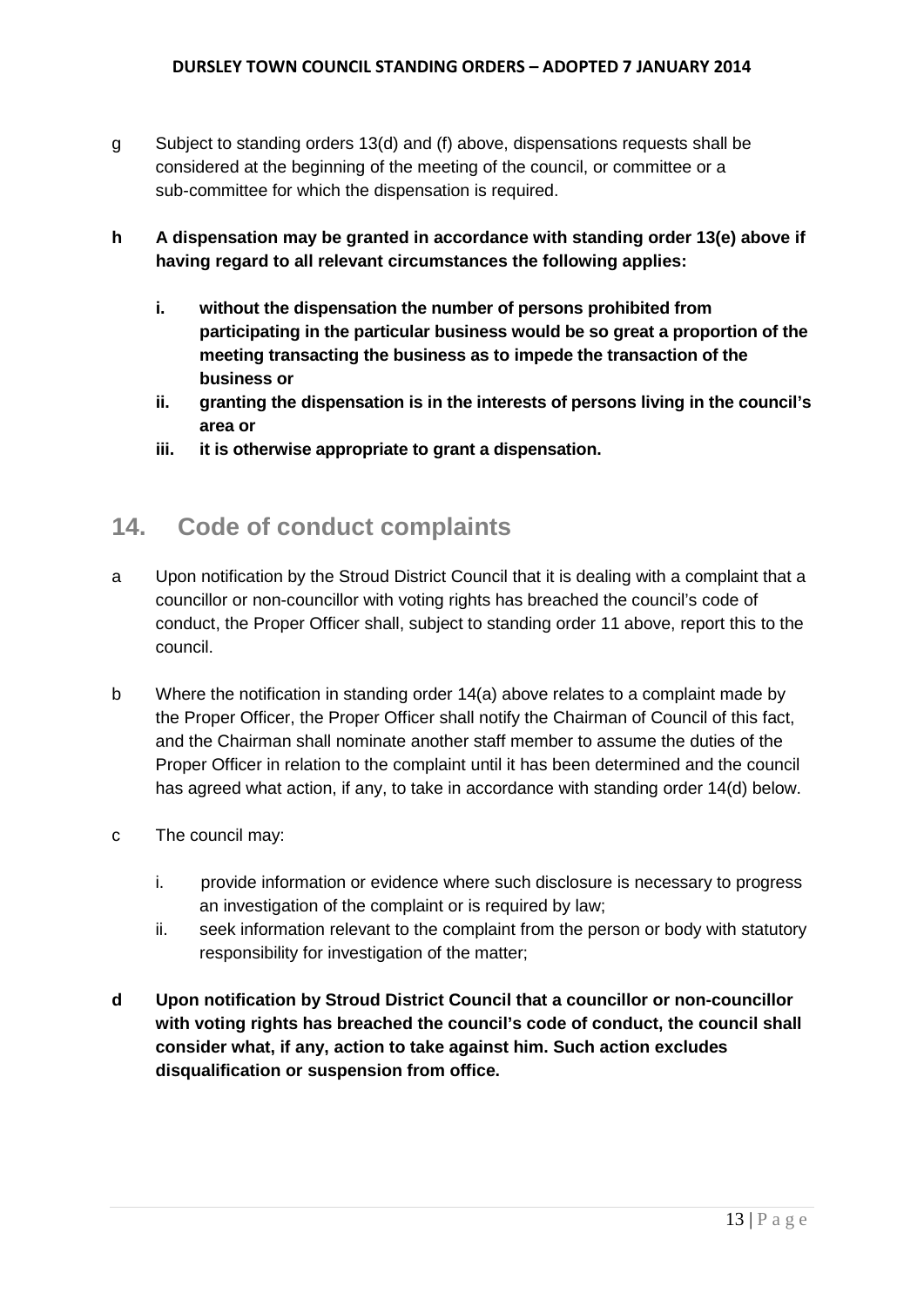g Subject to standing orders 13(d) and (f) above, dispensations requests shall be considered at the beginning of the meeting of the council, or committee or a sub-committee for which the dispensation is required.

**h A dispensation may be granted in accordance with standing order 13(e) above if having regard to all relevant circumstances the following applies:**

- **i. without the dispensation the number of persons prohibited from participating in the particular business would be so great a proportion of the meeting transacting the business as to impede the transaction of the business or**
- **ii. granting the dispensation is in the interests of persons living in the council's area or**
- **iii. it is otherwise appropriate to grant a dispensation.**

## 14. Code of conduct complaints

a Upon notification by the Stroud District Council that it is dealing with a complaint that a councillor or non-councillor with voting rights has breached the council's code of conduct, the Proper Officer shall, subject to standing order 11 above, report this to the council.

b Where the notification in standing order 14(a) above relates to a complaint made by the Proper Officer, the Proper Officer shall notify the Chairman of Council of this fact, and the Chairman shall nominate another staff member to assume the duties of the Proper Officer in relation to the complaint until it has been determined and the council has agreed what action, if any, to take in accordance with standing order 14(d) below.

c The council may:

- i. provide information or evidence where such disclosure is necessary to progress an investigation of the complaint or is required by law;
- ii. seek information relevant to the complaint from the person or body with statutory responsibility for investigation of the matter;

**d Upon notification by Stroud District Council that a councillor or non-councillor with voting rights has breached the council's code of conduct, the council shall consider what, if any, action to take against him. Such action excludes disqualification or suspension from office.**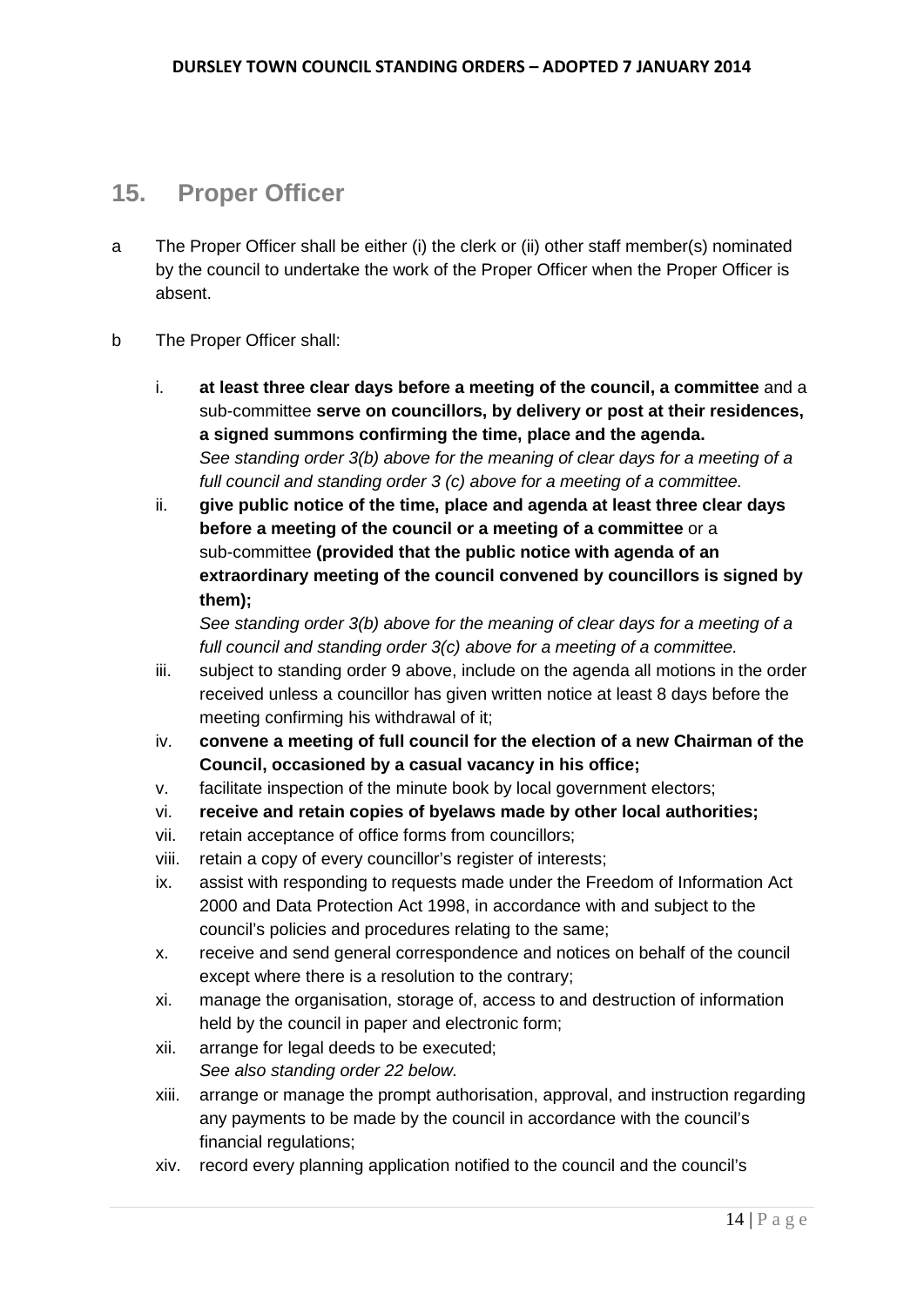## 15. Proper Officer

a The Proper Officer shall be either (i) the clerk or (ii) other staff member(s) nominated by the council to undertake the work of the Proper Officer when the Proper Officer is absent.

b The Proper Officer shall:

i. **at least three clear days before a meeting of the council, a committee** and a sub-committee **serve on councillors, by delivery or post at their residences, a signed summons confirming the time, place and the agenda.**
*See standing order 3(b) above for the meaning of clear days for a meeting of a full council and standing order 3 (c) above for a meeting of a committee.*

ii. **give public notice of the time, place and agenda at least three clear days before a meeting of the council or a meeting of a committee** or a sub-committee **(provided that the public notice with agenda of an extraordinary meeting of the council convened by councillors is signed by them);**
*See standing order 3(b) above for the meaning of clear days for a meeting of a full council and standing order 3(c) above for a meeting of a committee.*

iii. subject to standing order 9 above, include on the agenda all motions in the order received unless a councillor has given written notice at least 8 days before the meeting confirming his withdrawal of it;

iv. **convene a meeting of full council for the election of a new Chairman of the Council, occasioned by a casual vacancy in his office;**

v. facilitate inspection of the minute book by local government electors;

vi. **receive and retain copies of byelaws made by other local authorities;**

vii. retain acceptance of office forms from councillors;

viii. retain a copy of every councillor's register of interests;

ix. assist with responding to requests made under the Freedom of Information Act 2000 and Data Protection Act 1998, in accordance with and subject to the council's policies and procedures relating to the same;

x. receive and send general correspondence and notices on behalf of the council except where there is a resolution to the contrary;

xi. manage the organisation, storage of, access to and destruction of information held by the council in paper and electronic form;

xii. arrange for legal deeds to be executed;
*See also standing order 22 below.*

xiii. arrange or manage the prompt authorisation, approval, and instruction regarding any payments to be made by the council in accordance with the council's financial regulations;

xiv. record every planning application notified to the council and the council's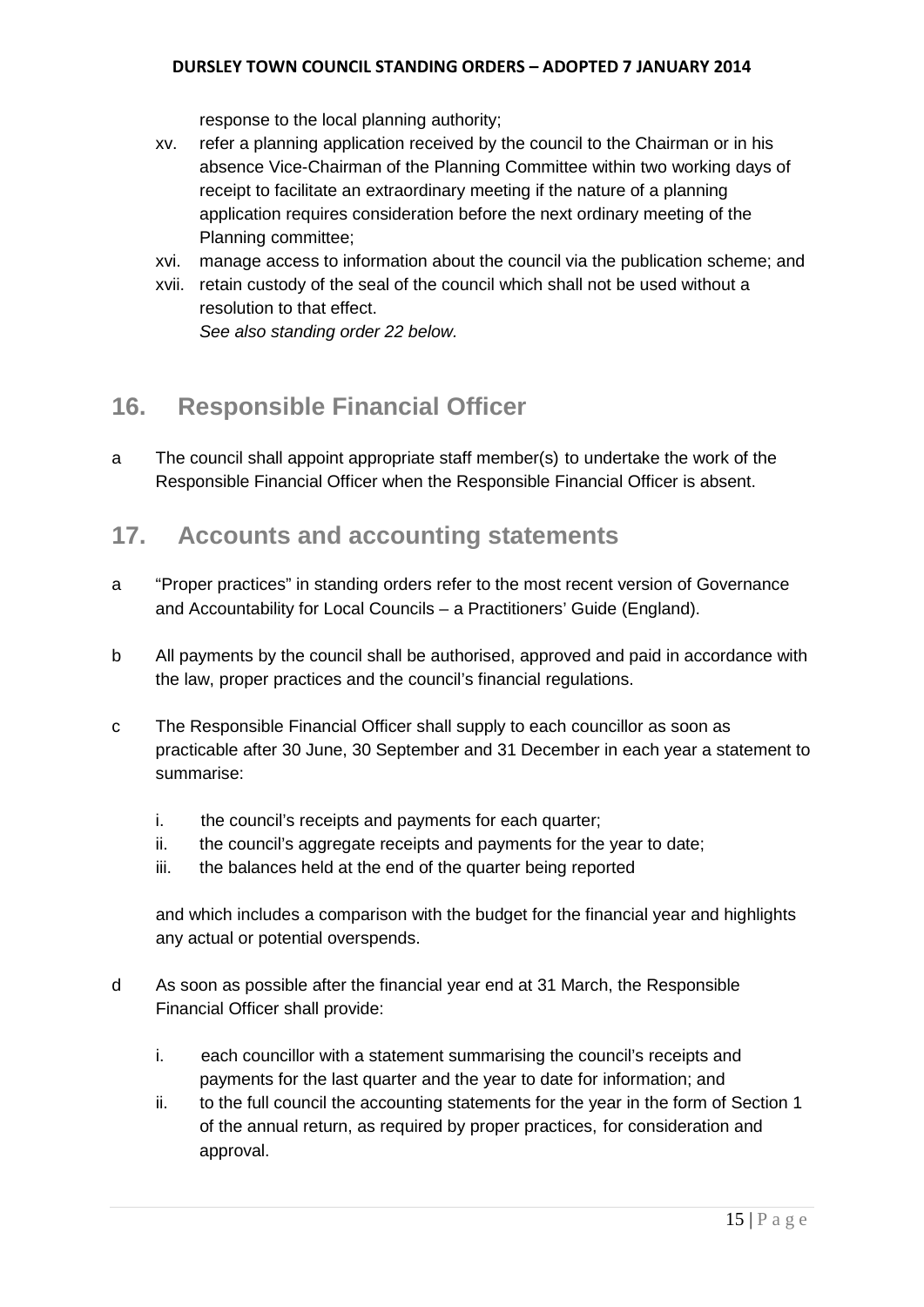response to the local planning authority;

xv. refer a planning application received by the council to the Chairman or in his absence Vice-Chairman of the Planning Committee within two working days of receipt to facilitate an extraordinary meeting if the nature of a planning application requires consideration before the next ordinary meeting of the Planning committee;

xvi. manage access to information about the council via the publication scheme; and

xvii. retain custody of the seal of the council which shall not be used without a resolution to that effect.
*See also standing order 22 below.*

## 16. Responsible Financial Officer

a The council shall appoint appropriate staff member(s) to undertake the work of the Responsible Financial Officer when the Responsible Financial Officer is absent.

## 17. Accounts and accounting statements

a "Proper practices" in standing orders refer to the most recent version of Governance and Accountability for Local Councils – a Practitioners' Guide (England).

b All payments by the council shall be authorised, approved and paid in accordance with the law, proper practices and the council's financial regulations.

c The Responsible Financial Officer shall supply to each councillor as soon as practicable after 30 June, 30 September and 31 December in each year a statement to summarise:

i. the council's receipts and payments for each quarter;
ii. the council's aggregate receipts and payments for the year to date;
iii. the balances held at the end of the quarter being reported

and which includes a comparison with the budget for the financial year and highlights any actual or potential overspends.

d As soon as possible after the financial year end at 31 March, the Responsible Financial Officer shall provide:

i. each councillor with a statement summarising the council's receipts and payments for the last quarter and the year to date for information; and
ii. to the full council the accounting statements for the year in the form of Section 1 of the annual return, as required by proper practices, for consideration and approval.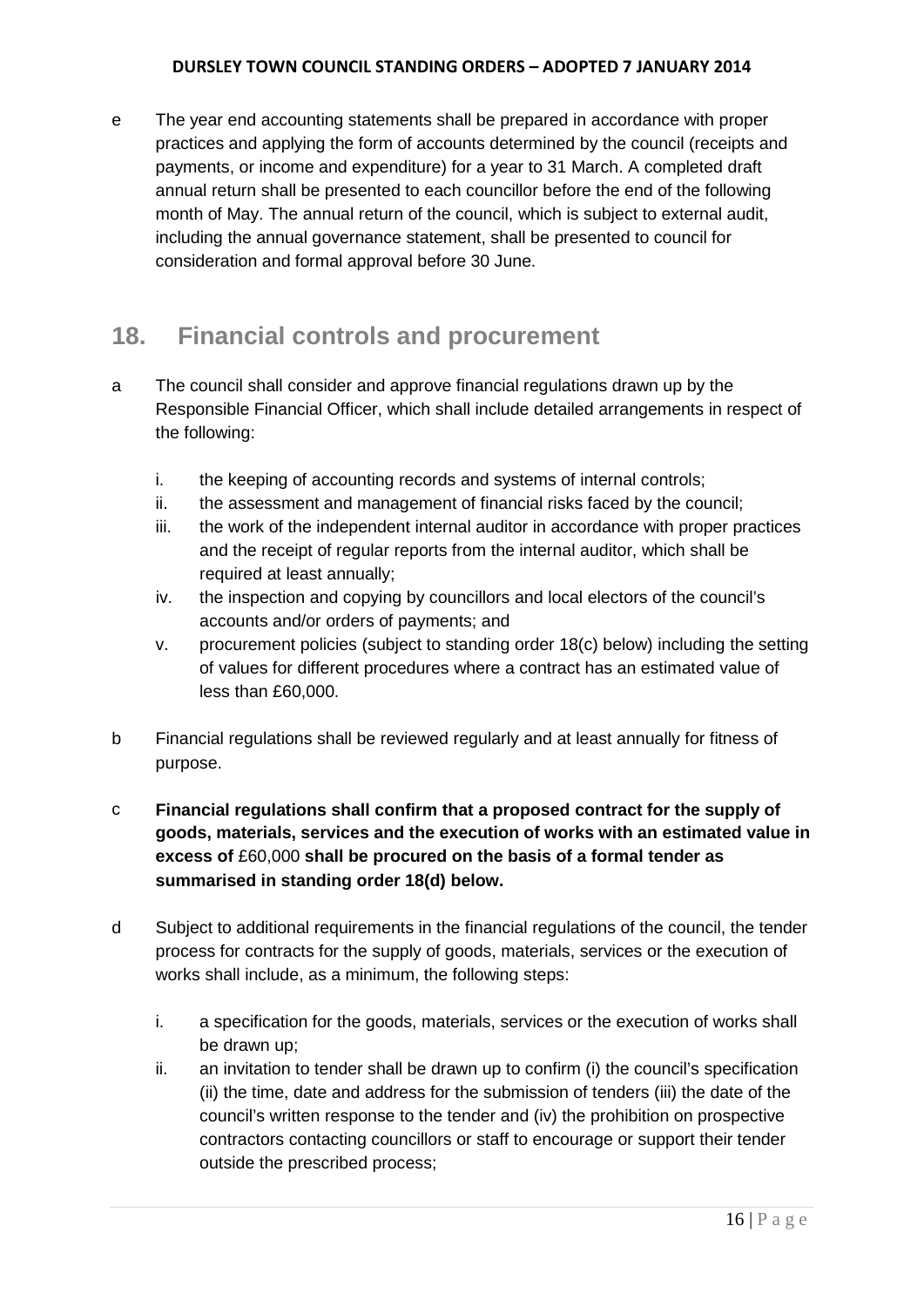e The year end accounting statements shall be prepared in accordance with proper practices and applying the form of accounts determined by the council (receipts and payments, or income and expenditure) for a year to 31 March. A completed draft annual return shall be presented to each councillor before the end of the following month of May. The annual return of the council, which is subject to external audit, including the annual governance statement, shall be presented to council for consideration and formal approval before 30 June.

## 18. Financial controls and procurement

a The council shall consider and approve financial regulations drawn up by the Responsible Financial Officer, which shall include detailed arrangements in respect of the following:

   i. the keeping of accounting records and systems of internal controls;
   ii. the assessment and management of financial risks faced by the council;
   iii. the work of the independent internal auditor in accordance with proper practices and the receipt of regular reports from the internal auditor, which shall be required at least annually;
   iv. the inspection and copying by councillors and local electors of the council's accounts and/or orders of payments; and
   v. procurement policies (subject to standing order 18(c) below) including the setting of values for different procedures where a contract has an estimated value of less than £60,000.

b Financial regulations shall be reviewed regularly and at least annually for fitness of purpose.

c **Financial regulations shall confirm that a proposed contract for the supply of goods, materials, services and the execution of works with an estimated value in excess of** £60,000 **shall be procured on the basis of a formal tender as summarised in standing order 18(d) below.**

d Subject to additional requirements in the financial regulations of the council, the tender process for contracts for the supply of goods, materials, services or the execution of works shall include, as a minimum, the following steps:

   i. a specification for the goods, materials, services or the execution of works shall be drawn up;
   ii. an invitation to tender shall be drawn up to confirm (i) the council's specification (ii) the time, date and address for the submission of tenders (iii) the date of the council's written response to the tender and (iv) the prohibition on prospective contractors contacting councillors or staff to encourage or support their tender outside the prescribed process;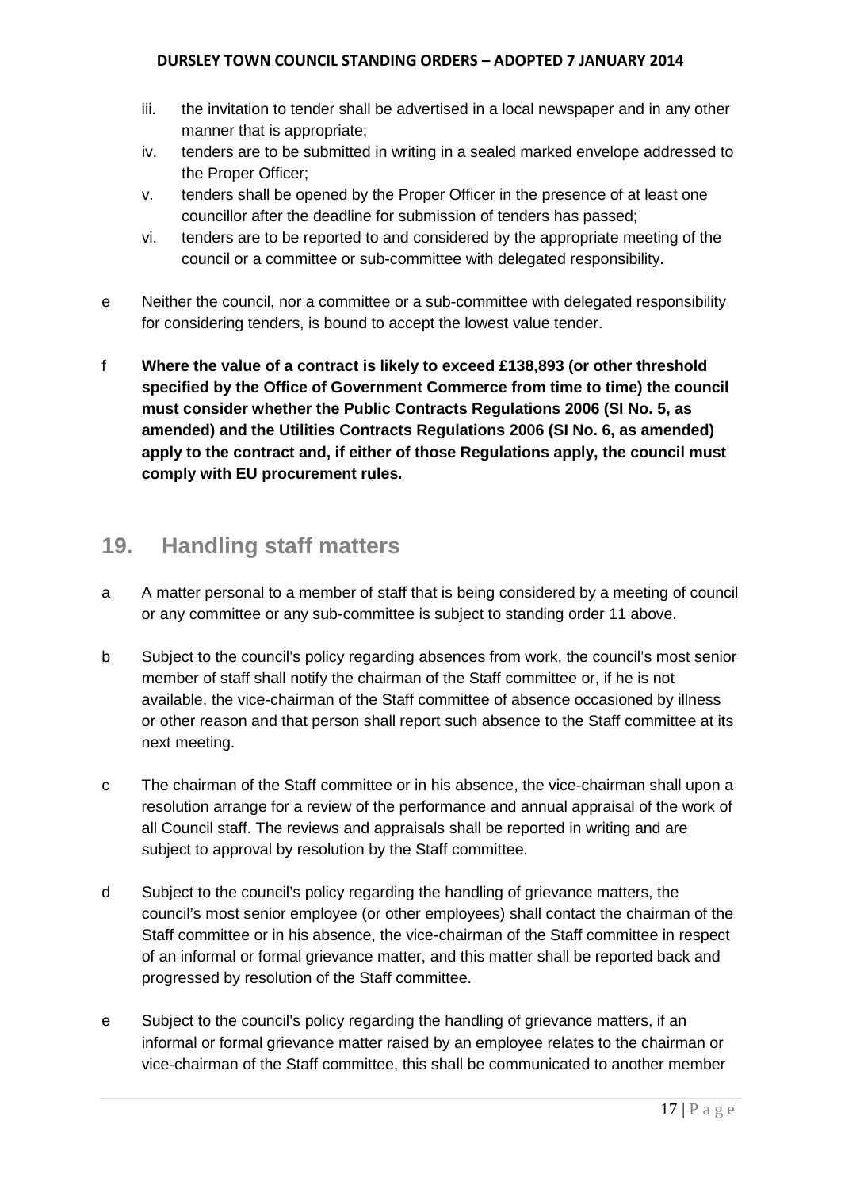iii. the invitation to tender shall be advertised in a local newspaper and in any other manner that is appropriate;
iv. tenders are to be submitted in writing in a sealed marked envelope addressed to the Proper Officer;
v. tenders shall be opened by the Proper Officer in the presence of at least one councillor after the deadline for submission of tenders has passed;
vi. tenders are to be reported to and considered by the appropriate meeting of the council or a committee or sub-committee with delegated responsibility.

e Neither the council, nor a committee or a sub-committee with delegated responsibility for considering tenders, is bound to accept the lowest value tender.

f **Where the value of a contract is likely to exceed £138,893 (or other threshold specified by the Office of Government Commerce from time to time) the council must consider whether the Public Contracts Regulations 2006 (SI No. 5, as amended) and the Utilities Contracts Regulations 2006 (SI No. 6, as amended) apply to the contract and, if either of those Regulations apply, the council must comply with EU procurement rules.**

## 19. Handling staff matters

a A matter personal to a member of staff that is being considered by a meeting of council or any committee or any sub-committee is subject to standing order 11 above.

b Subject to the council's policy regarding absences from work, the council's most senior member of staff shall notify the chairman of the Staff committee or, if he is not available, the vice-chairman of the Staff committee of absence occasioned by illness or other reason and that person shall report such absence to the Staff committee at its next meeting.

c The chairman of the Staff committee or in his absence, the vice-chairman shall upon a resolution arrange for a review of the performance and annual appraisal of the work of all Council staff. The reviews and appraisals shall be reported in writing and are subject to approval by resolution by the Staff committee.

d Subject to the council's policy regarding the handling of grievance matters, the council's most senior employee (or other employees) shall contact the chairman of the Staff committee or in his absence, the vice-chairman of the Staff committee in respect of an informal or formal grievance matter, and this matter shall be reported back and progressed by resolution of the Staff committee.

e Subject to the council's policy regarding the handling of grievance matters, if an informal or formal grievance matter raised by an employee relates to the chairman or vice-chairman of the Staff committee, this shall be communicated to another member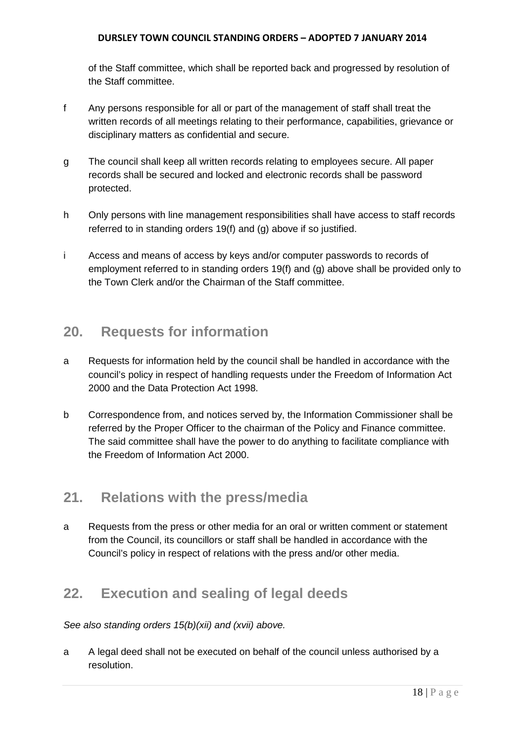of the Staff committee, which shall be reported back and progressed by resolution of the Staff committee.

f Any persons responsible for all or part of the management of staff shall treat the written records of all meetings relating to their performance, capabilities, grievance or disciplinary matters as confidential and secure.

g The council shall keep all written records relating to employees secure. All paper records shall be secured and locked and electronic records shall be password protected.

h Only persons with line management responsibilities shall have access to staff records referred to in standing orders 19(f) and (g) above if so justified.

i Access and means of access by keys and/or computer passwords to records of employment referred to in standing orders 19(f) and (g) above shall be provided only to the Town Clerk and/or the Chairman of the Staff committee.

## 20. Requests for information

a Requests for information held by the council shall be handled in accordance with the council's policy in respect of handling requests under the Freedom of Information Act 2000 and the Data Protection Act 1998.

b Correspondence from, and notices served by, the Information Commissioner shall be referred by the Proper Officer to the chairman of the Policy and Finance committee. The said committee shall have the power to do anything to facilitate compliance with the Freedom of Information Act 2000.

## 21. Relations with the press/media

a Requests from the press or other media for an oral or written comment or statement from the Council, its councillors or staff shall be handled in accordance with the Council's policy in respect of relations with the press and/or other media.

## 22. Execution and sealing of legal deeds

*See also standing orders 15(b)(xii) and (xvii) above.*

a A legal deed shall not be executed on behalf of the council unless authorised by a resolution.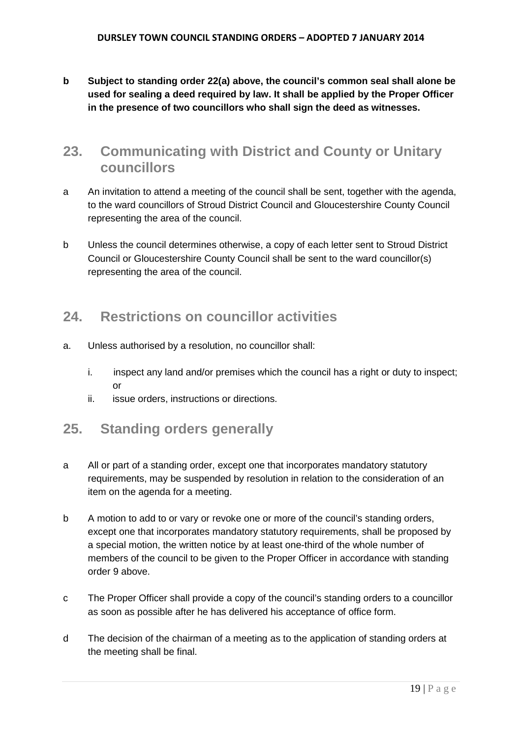**b Subject to standing order 22(a) above, the council's common seal shall alone be used for sealing a deed required by law. It shall be applied by the Proper Officer in the presence of two councillors who shall sign the deed as witnesses.**

## 23. Communicating with District and County or Unitary councillors

a An invitation to attend a meeting of the council shall be sent, together with the agenda, to the ward councillors of Stroud District Council and Gloucestershire County Council representing the area of the council.

b Unless the council determines otherwise, a copy of each letter sent to Stroud District Council or Gloucestershire County Council shall be sent to the ward councillor(s) representing the area of the council.

## 24. Restrictions on councillor activities

a. Unless authorised by a resolution, no councillor shall:

   i. inspect any land and/or premises which the council has a right or duty to inspect; or
   
   ii. issue orders, instructions or directions.

## 25. Standing orders generally

a All or part of a standing order, except one that incorporates mandatory statutory requirements, may be suspended by resolution in relation to the consideration of an item on the agenda for a meeting.

b A motion to add to or vary or revoke one or more of the council's standing orders, except one that incorporates mandatory statutory requirements, shall be proposed by a special motion, the written notice by at least one-third of the whole number of members of the council to be given to the Proper Officer in accordance with standing order 9 above.

c The Proper Officer shall provide a copy of the council's standing orders to a councillor as soon as possible after he has delivered his acceptance of office form.

d The decision of the chairman of a meeting as to the application of standing orders at the meeting shall be final.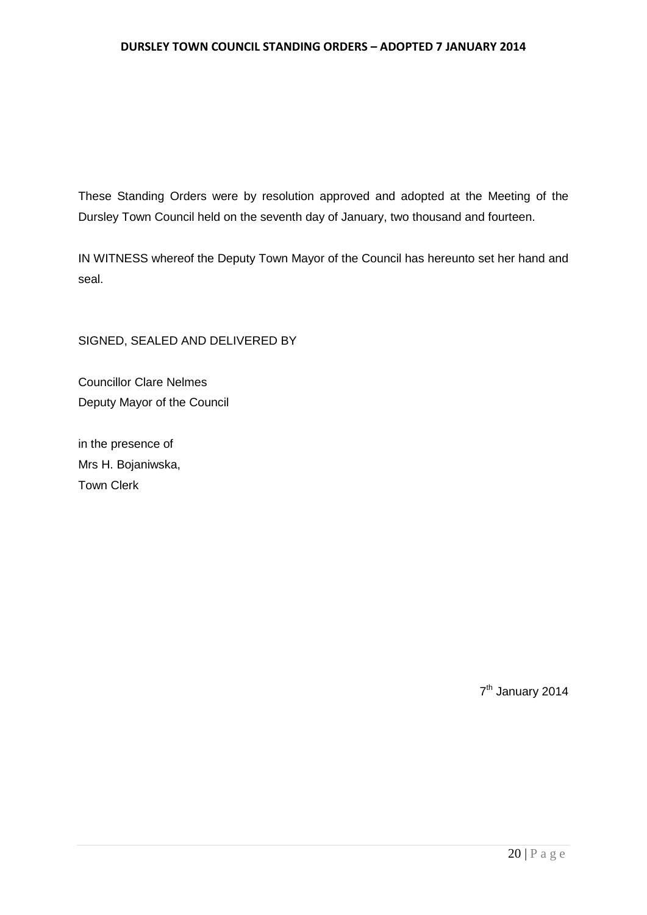These Standing Orders were by resolution approved and adopted at the Meeting of the Dursley Town Council held on the seventh day of January, two thousand and fourteen.

IN WITNESS whereof the Deputy Town Mayor of the Council has hereunto set her hand and seal.

SIGNED, SEALED AND DELIVERED BY

Councillor Clare Nelmes  
Deputy Mayor of the Council

in the presence of  
Mrs H. Bojaniwska,  
Town Clerk

7th January 2014